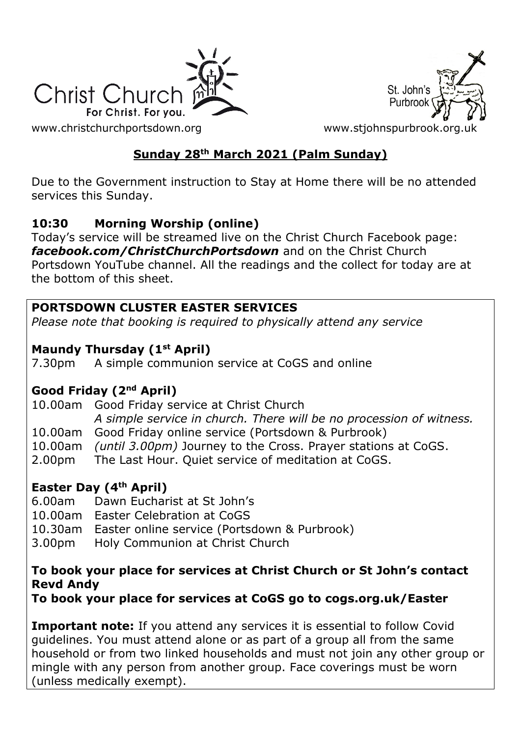Christ Church
For Christ. For you.

www.christchurchportsdown.org

St. John's Purbrook

www.stjohnspurbrook.org.uk

## **Sunday 28th March 2021 (Palm Sunday)**

Due to the Government instruction to Stay at Home there will be no attended services this Sunday.

### **10:30 Morning Worship (online)**

Today's service will be streamed live on the Christ Church Facebook page: ***facebook.com/ChristChurchPortsdown*** and on the Christ Church Portsdown YouTube channel. All the readings and the collect for today are at the bottom of this sheet.

### **PORTSDOWN CLUSTER EASTER SERVICES**

*Please note that booking is required to physically attend any service*

**Maundy Thursday (1st April)**

7.30pm A simple communion service at CoGS and online

**Good Friday (2nd April)**

10.00am Good Friday service at Christ Church
*A simple service in church. There will be no procession of witness.*

10.00am Good Friday online service (Portsdown & Purbrook)

10.00am *(until 3.00pm)* Journey to the Cross. Prayer stations at CoGS.

2.00pm The Last Hour. Quiet service of meditation at CoGS.

**Easter Day (4th April)**

6.00am Dawn Eucharist at St John's

10.00am Easter Celebration at CoGS

10.30am Easter online service (Portsdown & Purbrook)

3.00pm Holy Communion at Christ Church

**To book your place for services at Christ Church or St John's contact Revd Andy**

**To book your place for services at CoGS go to cogs.org.uk/Easter**

**Important note:** If you attend any services it is essential to follow Covid guidelines. You must attend alone or as part of a group all from the same household or from two linked households and must not join any other group or mingle with any person from another group. Face coverings must be worn (unless medically exempt).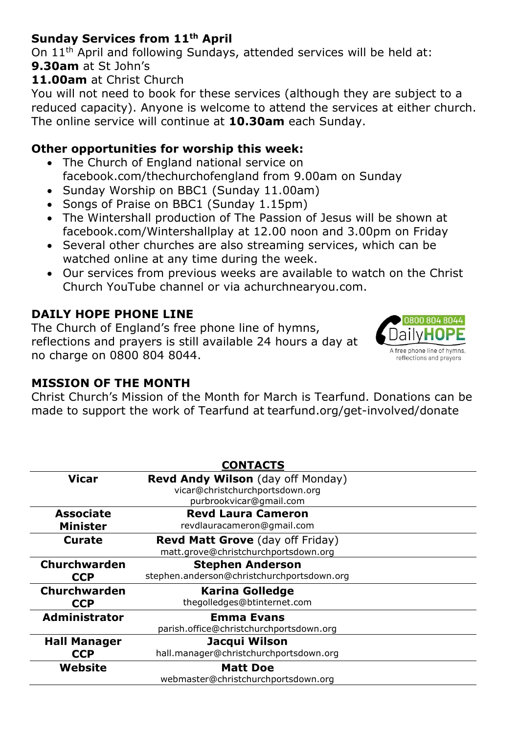## Sunday Services from 11th April

On 11th April and following Sundays, attended services will be held at:
**9.30am** at St John's
**11.00am** at Christ Church
You will not need to book for these services (although they are subject to a reduced capacity). Anyone is welcome to attend the services at either church. The online service will continue at **10.30am** each Sunday.

## Other opportunities for worship this week:

- The Church of England national service on facebook.com/thechurchofengland from 9.00am on Sunday
- Sunday Worship on BBC1 (Sunday 11.00am)
- Songs of Praise on BBC1 (Sunday 1.15pm)
- The Wintershall production of The Passion of Jesus will be shown at facebook.com/Wintershallplay at 12.00 noon and 3.00pm on Friday
- Several other churches are also streaming services, which can be watched online at any time during the week.
- Our services from previous weeks are available to watch on the Christ Church YouTube channel or via achurchnearyou.com.

## DAILY HOPE PHONE LINE

The Church of England's free phone line of hymns, reflections and prayers is still available 24 hours a day at no charge on 0800 804 8044.

0800 804 8044 DailyHOPE
A free phone line of hymns, reflections and prayers

## MISSION OF THE MONTH

Christ Church's Mission of the Month for March is Tearfund. Donations can be made to support the work of Tearfund at tearfund.org/get-involved/donate

## CONTACTS

| | |
|---|---|
| **Vicar** | **Revd Andy Wilson** (day off Monday)<br>vicar@christchurchportsdown.org<br>purbrookvicar@gmail.com |
| **Associate Minister** | **Revd Laura Cameron**<br>revdlauracameron@gmail.com |
| **Curate** | **Revd Matt Grove** (day off Friday)<br>matt.grove@christchurchportsdown.org |
| **Churchwarden CCP** | **Stephen Anderson**<br>stephen.anderson@christchurchportsdown.org |
| **Churchwarden CCP** | **Karina Golledge**<br>thegolledges@btinternet.com |
| **Administrator** | **Emma Evans**<br>parish.office@christchurchportsdown.org |
| **Hall Manager CCP** | **Jacqui Wilson**<br>hall.manager@christchurchportsdown.org |
| **Website** | **Matt Doe**<br>webmaster@christchurchportsdown.org |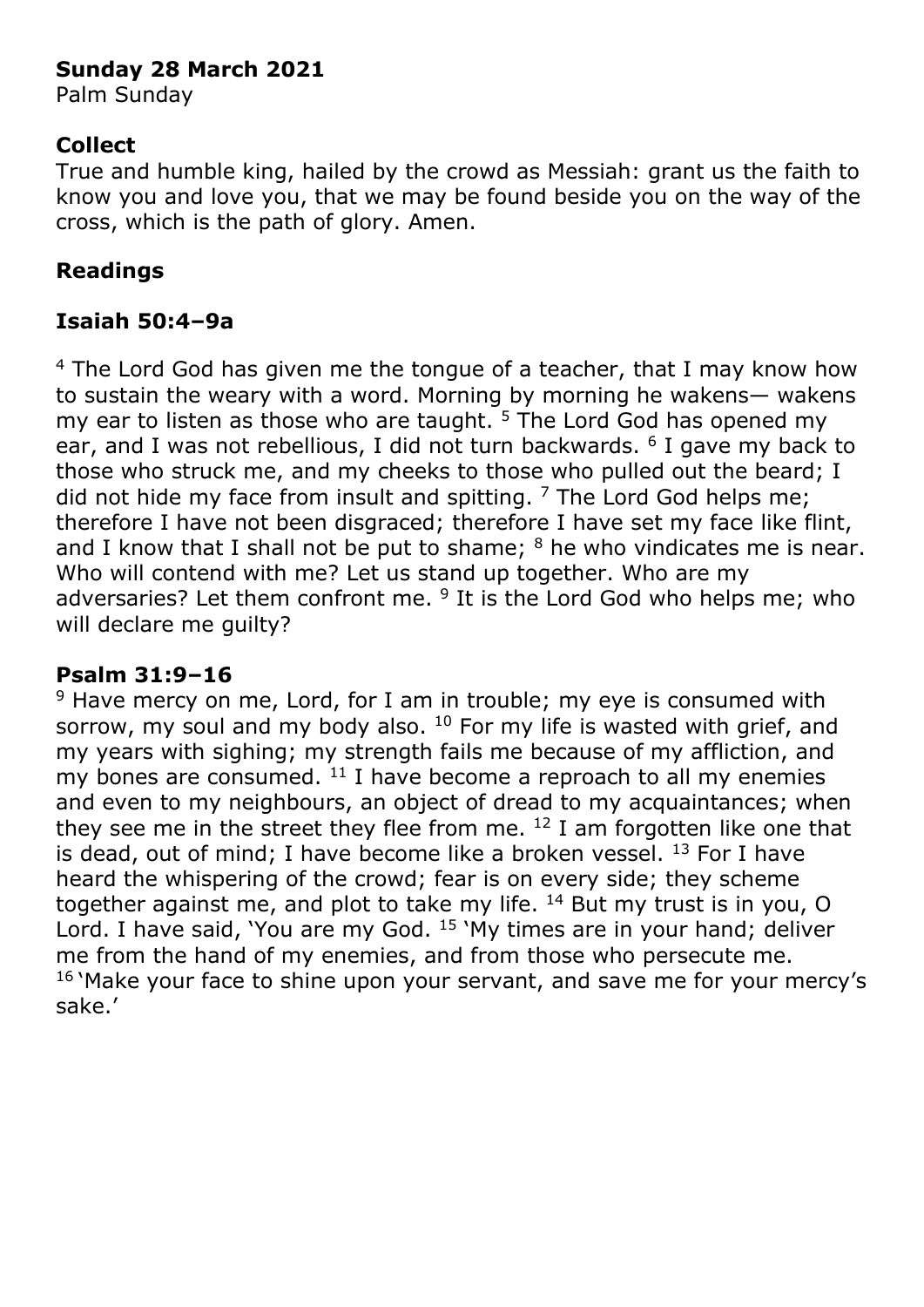**Sunday 28 March 2021**
Palm Sunday

## Collect

True and humble king, hailed by the crowd as Messiah: grant us the faith to know you and love you, that we may be found beside you on the way of the cross, which is the path of glory. Amen.

## Readings

### Isaiah 50:4–9a

[4] The Lord God has given me the tongue of a teacher, that I may know how to sustain the weary with a word. Morning by morning he wakens— wakens my ear to listen as those who are taught. [5] The Lord God has opened my ear, and I was not rebellious, I did not turn backwards. [6] I gave my back to those who struck me, and my cheeks to those who pulled out the beard; I did not hide my face from insult and spitting. [7] The Lord God helps me; therefore I have not been disgraced; therefore I have set my face like flint, and I know that I shall not be put to shame; [8] he who vindicates me is near. Who will contend with me? Let us stand up together. Who are my adversaries? Let them confront me. [9] It is the Lord God who helps me; who will declare me guilty?

### Psalm 31:9–16

[9] Have mercy on me, Lord, for I am in trouble; my eye is consumed with sorrow, my soul and my body also. [10] For my life is wasted with grief, and my years with sighing; my strength fails me because of my affliction, and my bones are consumed. [11] I have become a reproach to all my enemies and even to my neighbours, an object of dread to my acquaintances; when they see me in the street they flee from me. [12] I am forgotten like one that is dead, out of mind; I have become like a broken vessel. [13] For I have heard the whispering of the crowd; fear is on every side; they scheme together against me, and plot to take my life. [14] But my trust is in you, O Lord. I have said, 'You are my God. [15] 'My times are in your hand; deliver me from the hand of my enemies, and from those who persecute me. [16] 'Make your face to shine upon your servant, and save me for your mercy's sake.'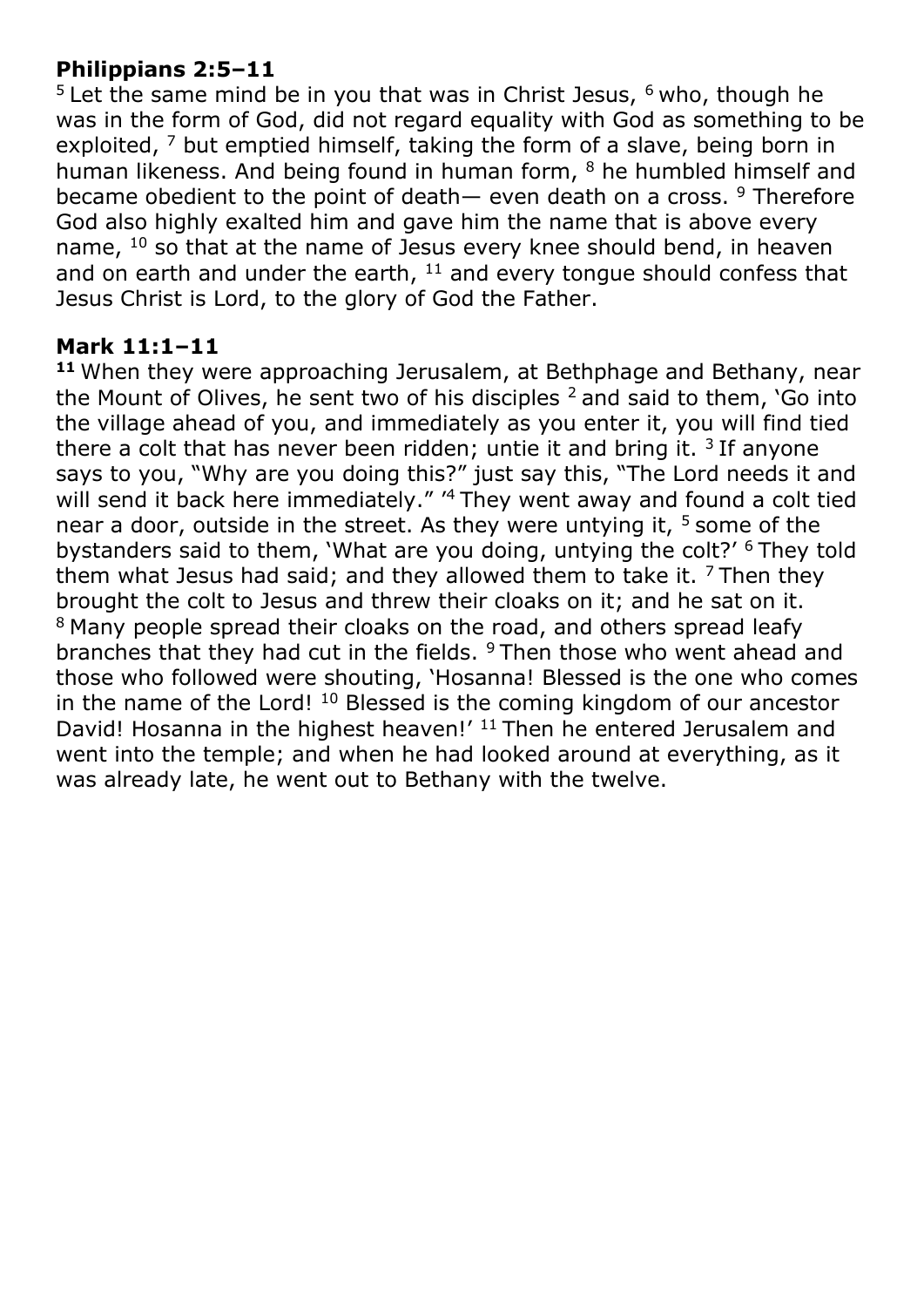**Philippians 2:5–11**

[5] Let the same mind be in you that was in Christ Jesus, [6] who, though he was in the form of God, did not regard equality with God as something to be exploited, [7] but emptied himself, taking the form of a slave, being born in human likeness. And being found in human form, [8] he humbled himself and became obedient to the point of death— even death on a cross. [9] Therefore God also highly exalted him and gave him the name that is above every name, [10] so that at the name of Jesus every knee should bend, in heaven and on earth and under the earth, [11] and every tongue should confess that Jesus Christ is Lord, to the glory of God the Father.

**Mark 11:1–11**

**[11]** When they were approaching Jerusalem, at Bethphage and Bethany, near the Mount of Olives, he sent two of his disciples [2] and said to them, 'Go into the village ahead of you, and immediately as you enter it, you will find tied there a colt that has never been ridden; untie it and bring it. [3] If anyone says to you, "Why are you doing this?" just say this, "The Lord needs it and will send it back here immediately." '[4] They went away and found a colt tied near a door, outside in the street. As they were untying it, [5] some of the bystanders said to them, 'What are you doing, untying the colt?' [6] They told them what Jesus had said; and they allowed them to take it. [7] Then they brought the colt to Jesus and threw their cloaks on it; and he sat on it. [8] Many people spread their cloaks on the road, and others spread leafy branches that they had cut in the fields. [9] Then those who went ahead and those who followed were shouting, 'Hosanna! Blessed is the one who comes in the name of the Lord! [10] Blessed is the coming kingdom of our ancestor David! Hosanna in the highest heaven!' [11] Then he entered Jerusalem and went into the temple; and when he had looked around at everything, as it was already late, he went out to Bethany with the twelve.